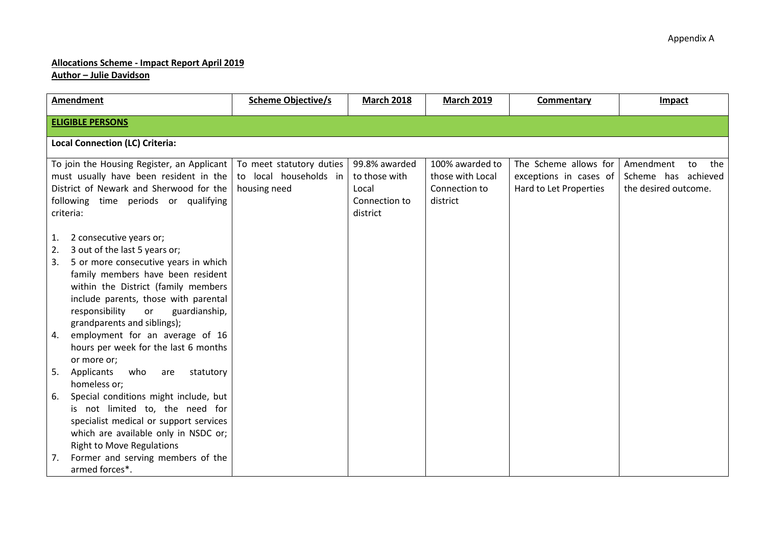Appendix A

**Allocations Scheme - Impact Report April 2019**
**Author – Julie Davidson**

| Amendment | Scheme Objective/s | March 2018 | March 2019 | Commentary | Impact |
|---|---|---|---|---|---|
| **ELIGIBLE PERSONS** | | | | | |
| **Local Connection (LC) Criteria:** | | | | | |
| To join the Housing Register, an Applicant must usually have been resident in the District of Newark and Sherwood for the following time periods or qualifying criteria:<br><br>1. 2 consecutive years or;<br>2. 3 out of the last 5 years or;<br>3. 5 or more consecutive years in which family members have been resident within the District (family members include parents, those with parental responsibility or guardianship, grandparents and siblings);<br>4. employment for an average of 16 hours per week for the last 6 months or more or;<br>5. Applicants who are statutory homeless or;<br>6. Special conditions might include, but is not limited to, the need for specialist medical or support services which are available only in NSDC or; Right to Move Regulations<br>7. Former and serving members of the armed forces*. | To meet statutory duties to local households in housing need | 99.8% awarded to those with Local Connection to district | 100% awarded to those with Local Connection to district | The Scheme allows for exceptions in cases of Hard to Let Properties | Amendment to the Scheme has achieved the desired outcome. |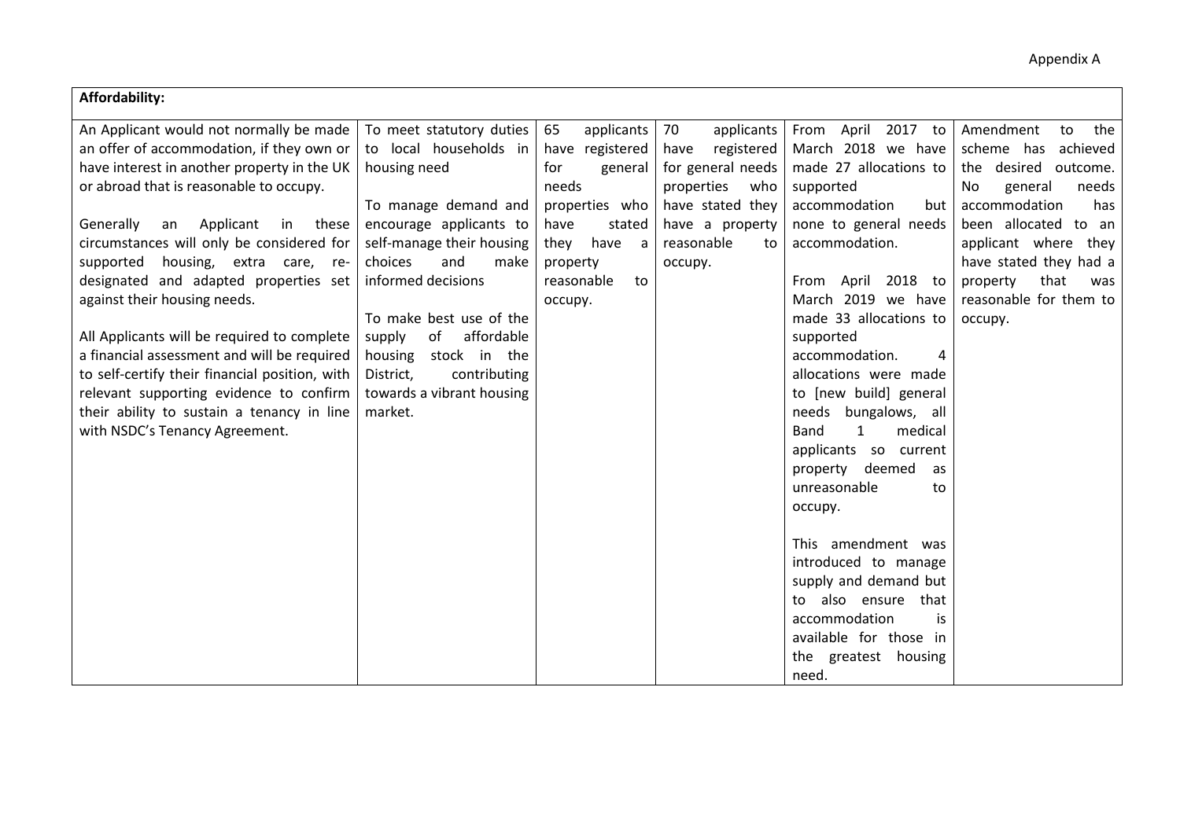| Affordability: | | | | | |
|---|---|---|---|---|---|
| An Applicant would not normally be made an offer of accommodation, if they own or have interest in another property in the UK or abroad that is reasonable to occupy.<br><br>Generally an Applicant in these circumstances will only be considered for supported housing, extra care, re-designated and adapted properties set against their housing needs.<br><br>All Applicants will be required to complete a financial assessment and will be required to self-certify their financial position, with relevant supporting evidence to confirm their ability to sustain a tenancy in line with NSDC's Tenancy Agreement. | To meet statutory duties to local households in housing need<br><br>To manage demand and encourage applicants to self-manage their housing choices and make informed decisions<br><br>To make best use of the supply of affordable housing stock in the District, contributing towards a vibrant housing market. | 65 applicants have registered for general needs properties who have stated they have a property reasonable to occupy. | 70 applicants have registered for general needs properties who have stated they have a property reasonable to occupy. | From April 2017 to March 2018 we have made 27 allocations to supported accommodation but none to general needs accommodation.<br><br>From April 2018 to March 2019 we have made 33 allocations to supported accommodation. 4 allocations were made to [new build] general needs bungalows, all Band 1 medical applicants so current property deemed as unreasonable to occupy.<br><br>This amendment was introduced to manage supply and demand but to also ensure that accommodation is available for those in the greatest housing need. | Amendment to the scheme has achieved the desired outcome. No general needs accommodation has been allocated to an applicant where they have stated they had a property that was reasonable for them to occupy. |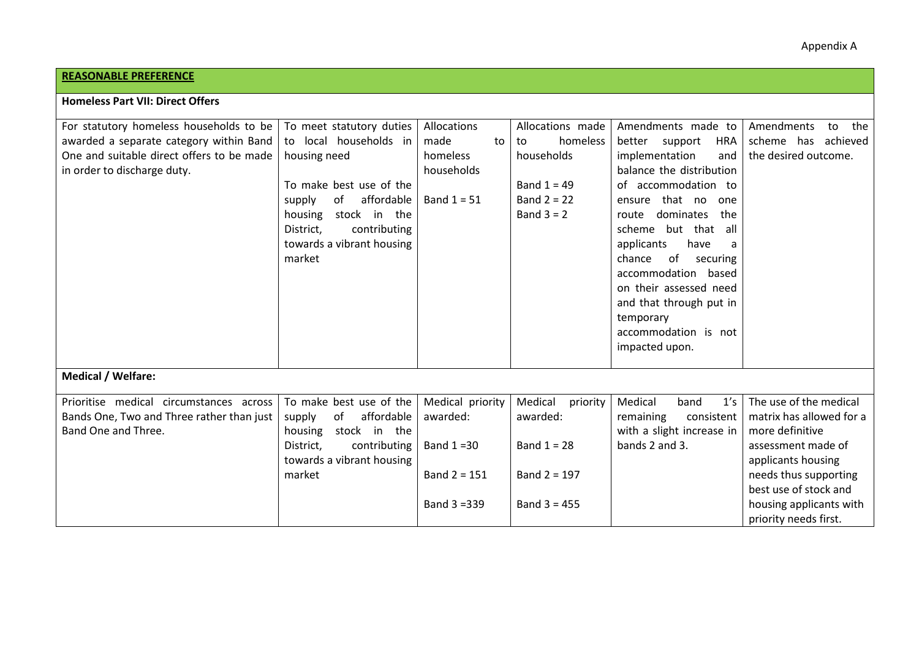| **REASONABLE PREFERENCE** | | | | | |
|---|---|---|---|---|---|
| **Homeless Part VII: Direct Offers** | | | | | |
| For statutory homeless households to be awarded a separate category within Band One and suitable direct offers to be made in order to discharge duty. | To meet statutory duties to local households in housing need<br><br>To make best use of the supply of affordable housing stock in the District, contributing towards a vibrant housing market | Allocations made to homeless households<br><br>Band 1 = 51 | Allocations made to homeless households<br><br>Band 1 = 49<br>Band 2 = 22<br>Band 3 = 2 | Amendments made to better support HRA implementation and balance the distribution of accommodation to ensure that no one route dominates the scheme but that all applicants have a chance of securing accommodation based on their assessed need and that through put in temporary accommodation is not impacted upon. | Amendments to the scheme has achieved the desired outcome. |
| **Medical / Welfare:** | | | | | |
| Prioritise medical circumstances across Bands One, Two and Three rather than just Band One and Three. | To make best use of the supply of affordable housing stock in the District, contributing towards a vibrant housing market | Medical priority awarded:<br><br>Band 1 =30<br><br>Band 2 = 151<br><br>Band 3 =339 | Medical priority awarded:<br><br>Band 1 = 28<br><br>Band 2 = 197<br><br>Band 3 = 455 | Medical band 1's remaining consistent with a slight increase in bands 2 and 3. | The use of the medical matrix has allowed for a more definitive assessment made of applicants housing needs thus supporting best use of stock and housing applicants with priority needs first. |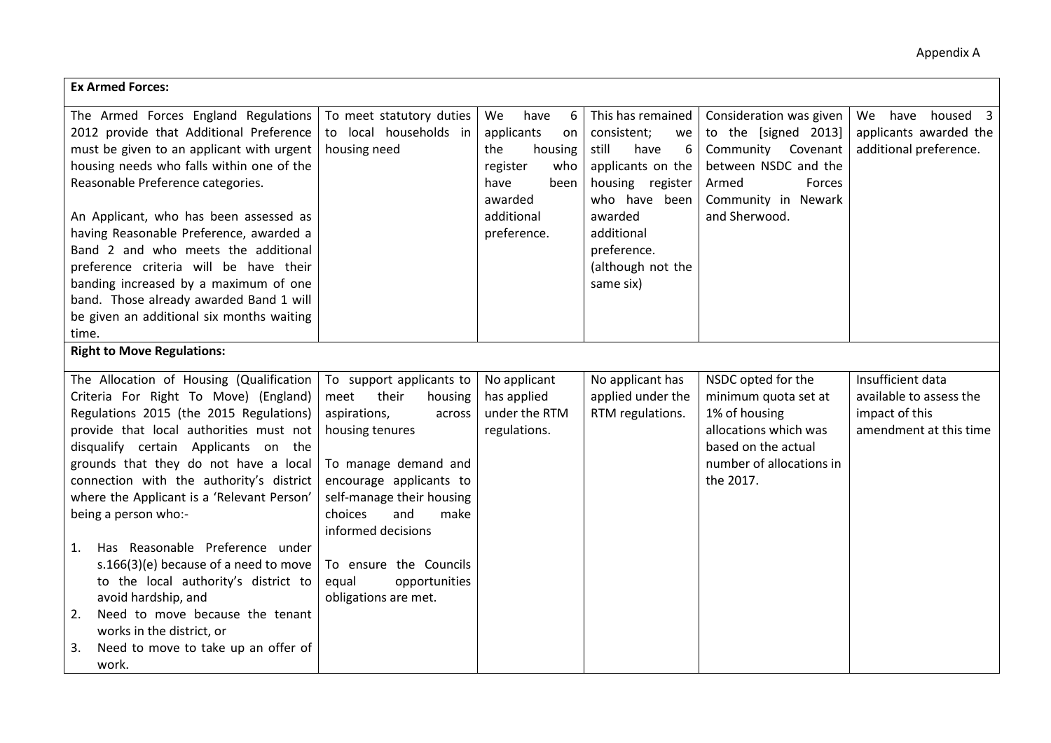Appendix A

| **Ex Armed Forces:** | | | | | |
|---|---|---|---|---|---|
| The Armed Forces England Regulations 2012 provide that Additional Preference must be given to an applicant with urgent housing needs who falls within one of the Reasonable Preference categories.<br><br>An Applicant, who has been assessed as having Reasonable Preference, awarded a Band 2 and who meets the additional preference criteria will be have their banding increased by a maximum of one band. Those already awarded Band 1 will be given an additional six months waiting time. | To meet statutory duties to local households in housing need | We have 6 applicants on the housing register who have been awarded additional preference. | This has remained consistent; we still have 6 applicants on the housing register who have been awarded additional preference. (although not the same six) | Consideration was given to the [signed 2013] Community Covenant between NSDC and the Armed Forces Community in Newark and Sherwood. | We have housed 3 applicants awarded the additional preference. |
| **Right to Move Regulations:** | | | | | |
| The Allocation of Housing (Qualification Criteria For Right To Move) (England) Regulations 2015 (the 2015 Regulations) provide that local authorities must not disqualify certain Applicants on the grounds that they do not have a local connection with the authority's district where the Applicant is a 'Relevant Person' being a person who:-<br><br>1. Has Reasonable Preference under s.166(3)(e) because of a need to move to the local authority's district to avoid hardship, and<br>2. Need to move because the tenant works in the district, or<br>3. Need to move to take up an offer of work. | To support applicants to meet their housing aspirations, across housing tenures<br><br>To manage demand and encourage applicants to self-manage their housing choices and make informed decisions<br><br>To ensure the Councils equal opportunities obligations are met. | No applicant has applied under the RTM regulations. | No applicant has applied under the RTM regulations. | NSDC opted for the minimum quota set at 1% of housing allocations which was based on the actual number of allocations in the 2017. | Insufficient data available to assess the impact of this amendment at this time |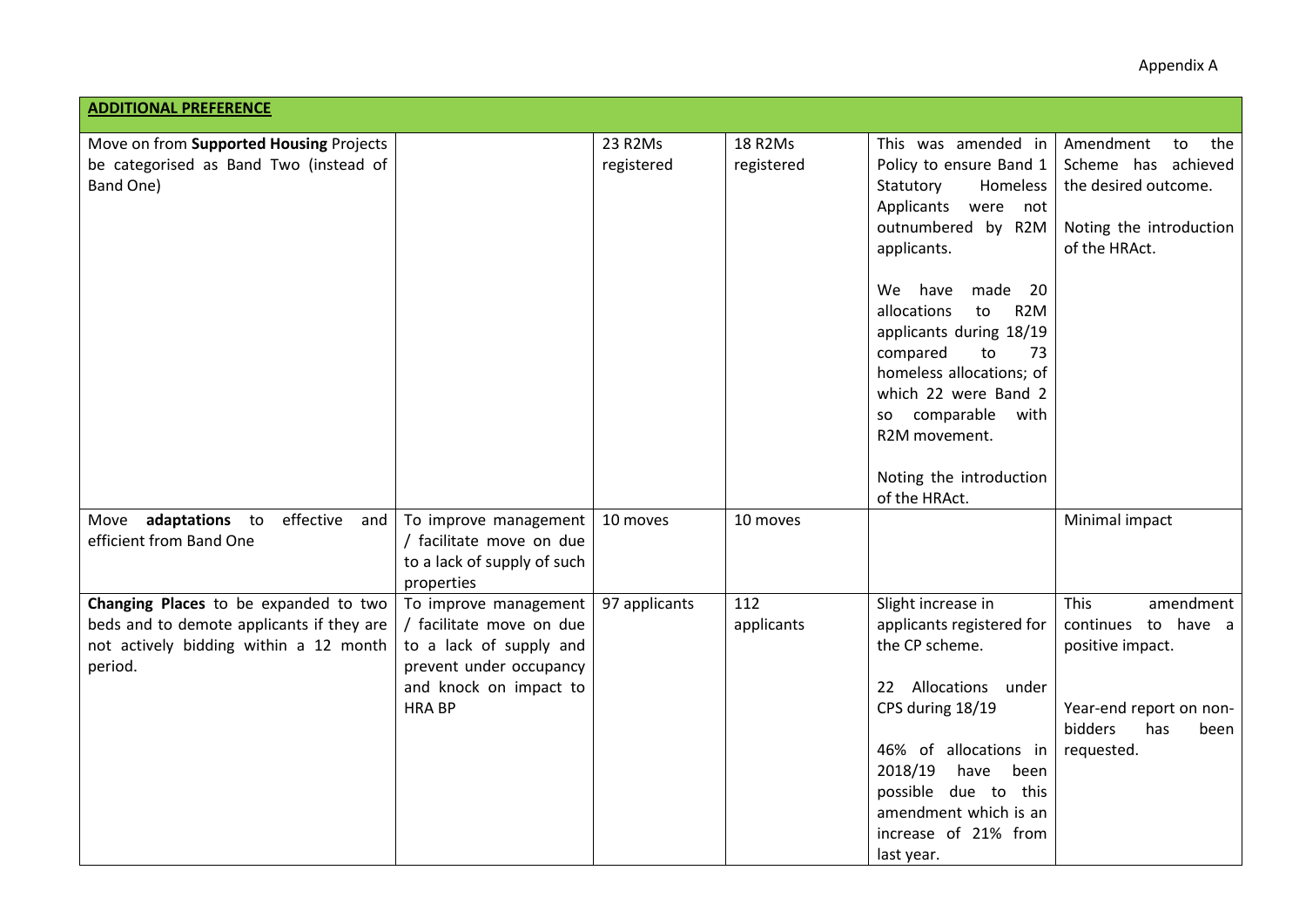Appendix A

| ADDITIONAL PREFERENCE | | | | | |
|---|---|---|---|---|---|
| Move on from **Supported Housing** Projects be categorised as Band Two (instead of Band One) | | 23 R2Ms registered | 18 R2Ms registered | This was amended in Policy to ensure Band 1 Statutory Homeless Applicants were not outnumbered by R2M applicants.<br><br>We have made 20 allocations to R2M applicants during 18/19 compared to 73 homeless allocations; of which 22 were Band 2 so comparable with R2M movement.<br><br>Noting the introduction of the HRAct. | Amendment to the Scheme has achieved the desired outcome.<br><br>Noting the introduction of the HRAct. |
| Move **adaptations** to effective and efficient from Band One | To improve management / facilitate move on due to a lack of supply of such properties | 10 moves | 10 moves | | Minimal impact |
| **Changing Places** to be expanded to two beds and to demote applicants if they are not actively bidding within a 12 month period. | To improve management / facilitate move on due to a lack of supply and prevent under occupancy and knock on impact to HRA BP | 97 applicants | 112 applicants | Slight increase in applicants registered for the CP scheme.<br><br>22 Allocations under CPS during 18/19<br><br>46% of allocations in 2018/19 have been possible due to this amendment which is an increase of 21% from last year. | This amendment continues to have a positive impact.<br><br>Year-end report on non-bidders has been requested. |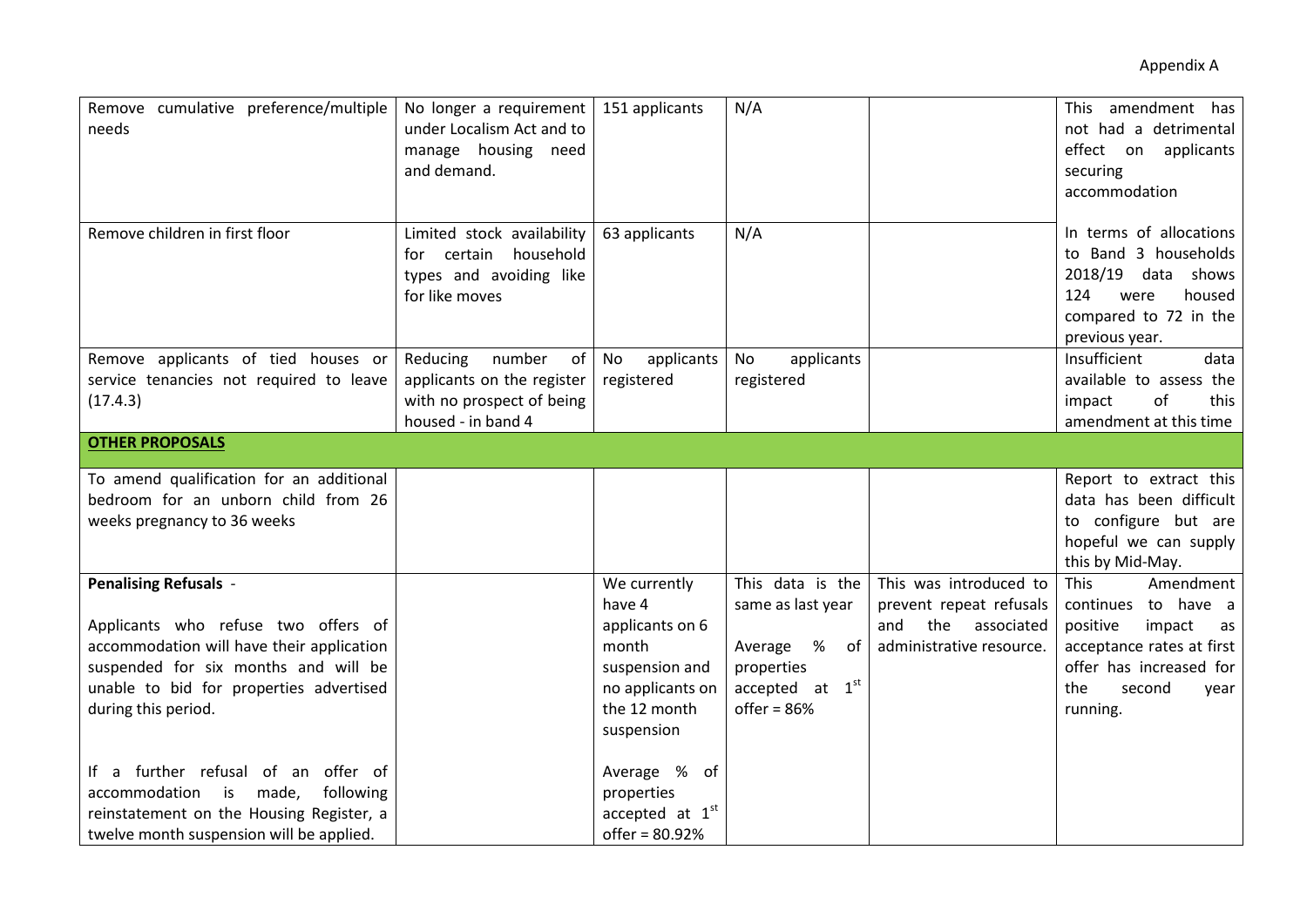| | | | | | |
|---|---|---|---|---|---|
| Remove cumulative preference/multiple needs | No longer a requirement under Localism Act and to manage housing need and demand. | 151 applicants | N/A | | This amendment has not had a detrimental effect on applicants securing accommodation |
| Remove children in first floor | Limited stock availability for certain household types and avoiding like for like moves | 63 applicants | N/A | | In terms of allocations to Band 3 households 2018/19 data shows 124 were housed compared to 72 in the previous year. |
| Remove applicants of tied houses or service tenancies not required to leave (17.4.3) | Reducing number of applicants on the register with no prospect of being housed - in band 4 | No applicants registered | No applicants registered | | Insufficient data available to assess the impact of this amendment at this time |
| **OTHER PROPOSALS** | | | | | |
| To amend qualification for an additional bedroom for an unborn child from 26 weeks pregnancy to 36 weeks | | | | | Report to extract this data has been difficult to configure but are hopeful we can supply this by Mid-May. |
| **Penalising Refusals** - <br><br> Applicants who refuse two offers of accommodation will have their application suspended for six months and will be unable to bid for properties advertised during this period. <br><br> If a further refusal of an offer of accommodation is made, following reinstatement on the Housing Register, a twelve month suspension will be applied. | | We currently have 4 applicants on 6 month suspension and no applicants on the 12 month suspension <br><br> Average % of properties accepted at 1st offer = 80.92% | This data is the same as last year <br><br> Average % of properties accepted at 1st offer = 86% | This was introduced to prevent repeat refusals and the associated administrative resource. | This Amendment continues to have a positive impact as acceptance rates at first offer has increased for the second year running. |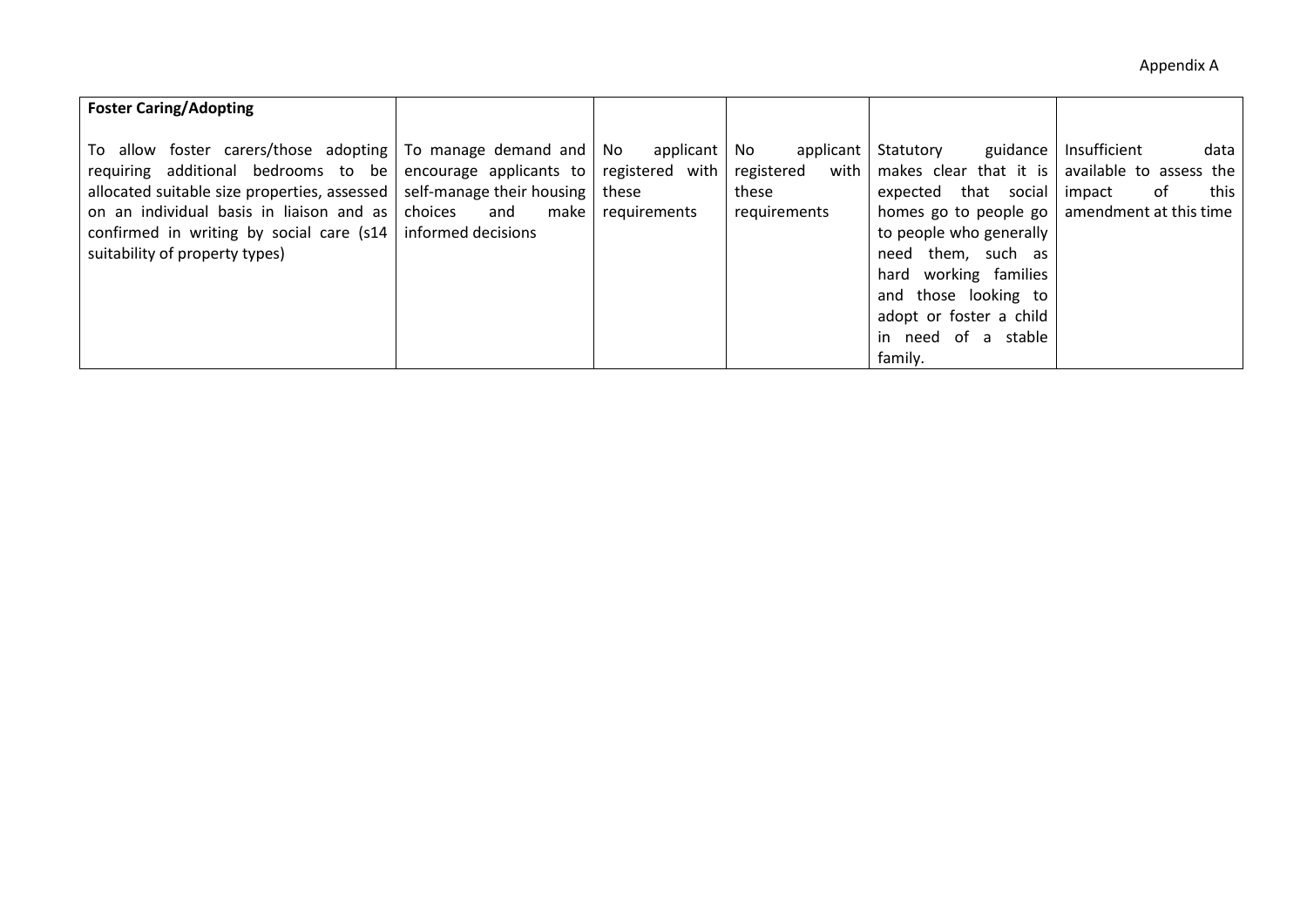| | | | | | |
|---|---|---|---|---|---|
| **Foster Caring/Adopting**<br><br>To allow foster carers/those adopting requiring additional bedrooms to be allocated suitable size properties, assessed on an individual basis in liaison and as confirmed in writing by social care (s14 suitability of property types) | To manage demand and encourage applicants to self-manage their housing choices and make informed decisions | No applicant registered with these requirements | No applicant registered with these requirements | Statutory guidance makes clear that it is expected that social homes go to people go to people who generally need them, such as hard working families and those looking to adopt or foster a child in need of a stable family. | Insufficient data available to assess the impact of this amendment at this time |